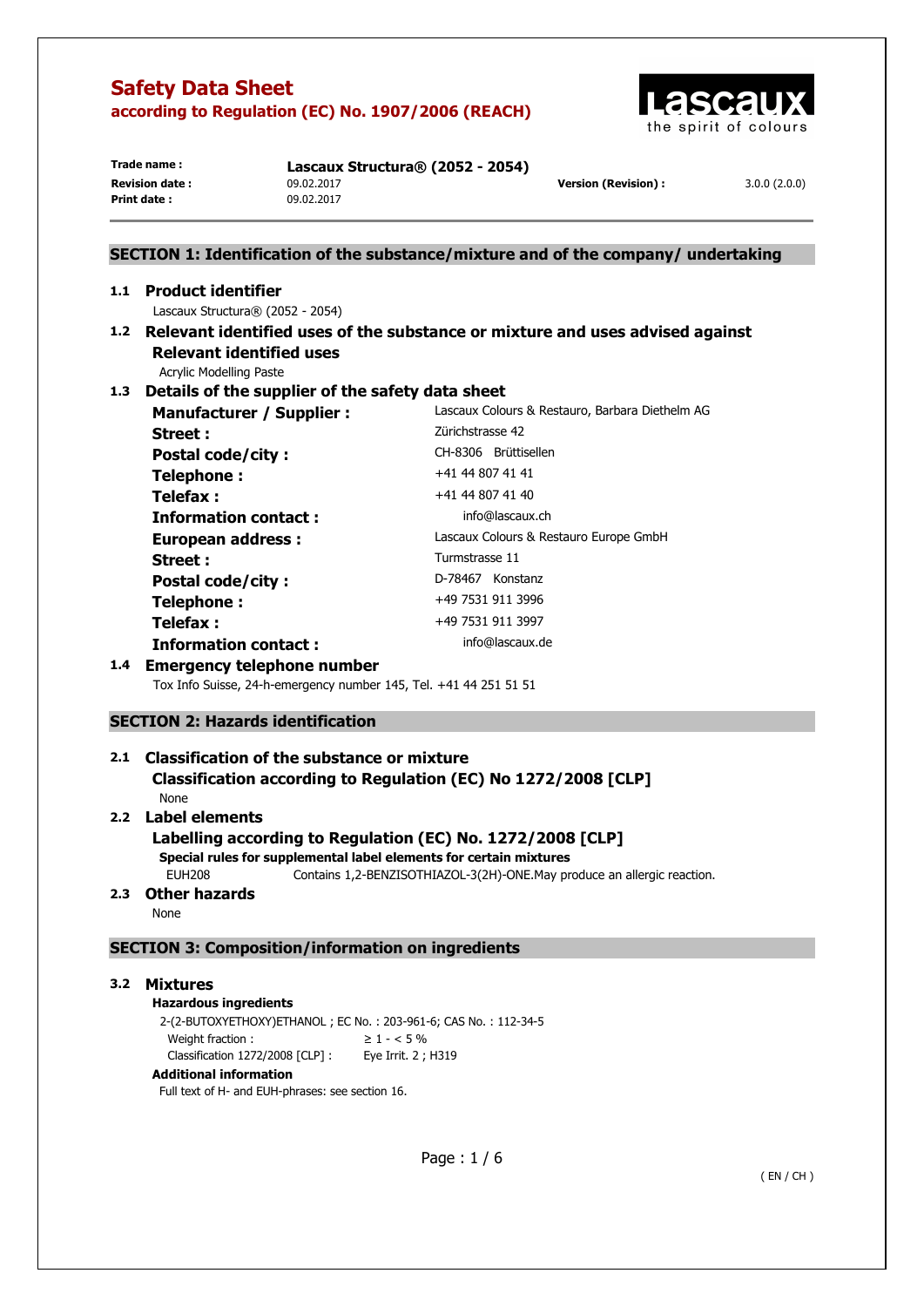# Safety Data Sheet

**according to Regulation (EC) No. 1907/2006 (REACH)**

| | | | |
|---|---|---|---|
| **Trade name :** | **Lascaux Structura® (2052 - 2054)** | | |
| **Revision date :** | 09.02.2017 | **Version (Revision) :** | 3.0.0 (2.0.0) |
| **Print date :** | 09.02.2017 | | |

## SECTION 1: Identification of the substance/mixture and of the company/ undertaking

### 1.1 Product identifier

Lascaux Structura® (2052 - 2054)

### 1.2 Relevant identified uses of the substance or mixture and uses advised against

**Relevant identified uses**

Acrylic Modelling Paste

### 1.3 Details of the supplier of the safety data sheet

| | |
|---|---|
| **Manufacturer / Supplier :** | Lascaux Colours & Restauro, Barbara Diethelm AG |
| **Street :** | Zürichstrasse 42 |
| **Postal code/city :** | CH-8306 Brüttisellen |
| **Telephone :** | +41 44 807 41 41 |
| **Telefax :** | +41 44 807 41 40 |
| **Information contact :** | info@lascaux.ch |
| **European address :** | Lascaux Colours & Restauro Europe GmbH |
| **Street :** | Turmstrasse 11 |
| **Postal code/city :** | D-78467 Konstanz |
| **Telephone :** | +49 7531 911 3996 |
| **Telefax :** | +49 7531 911 3997 |
| **Information contact :** | info@lascaux.de |

### 1.4 Emergency telephone number

Tox Info Suisse, 24-h-emergency number 145, Tel. +41 44 251 51 51

## SECTION 2: Hazards identification

### 2.1 Classification of the substance or mixture

**Classification according to Regulation (EC) No 1272/2008 [CLP]**

None

### 2.2 Label elements

**Labelling according to Regulation (EC) No. 1272/2008 [CLP]**

**Special rules for supplemental label elements for certain mixtures**

EUH208 Contains 1,2-BENZISOTHIAZOL-3(2H)-ONE.May produce an allergic reaction.

### 2.3 Other hazards

None

## SECTION 3: Composition/information on ingredients

### 3.2 Mixtures

**Hazardous ingredients**

2-(2-BUTOXYETHOXY)ETHANOL ; EC No. : 203-961-6; CAS No. : 112-34-5

| | |
|---|---|
| Weight fraction : | ≥ 1 - < 5 % |
| Classification 1272/2008 [CLP] : | Eye Irrit. 2 ; H319 |

**Additional information**

Full text of H- and EUH-phrases: see section 16.

( EN / CH )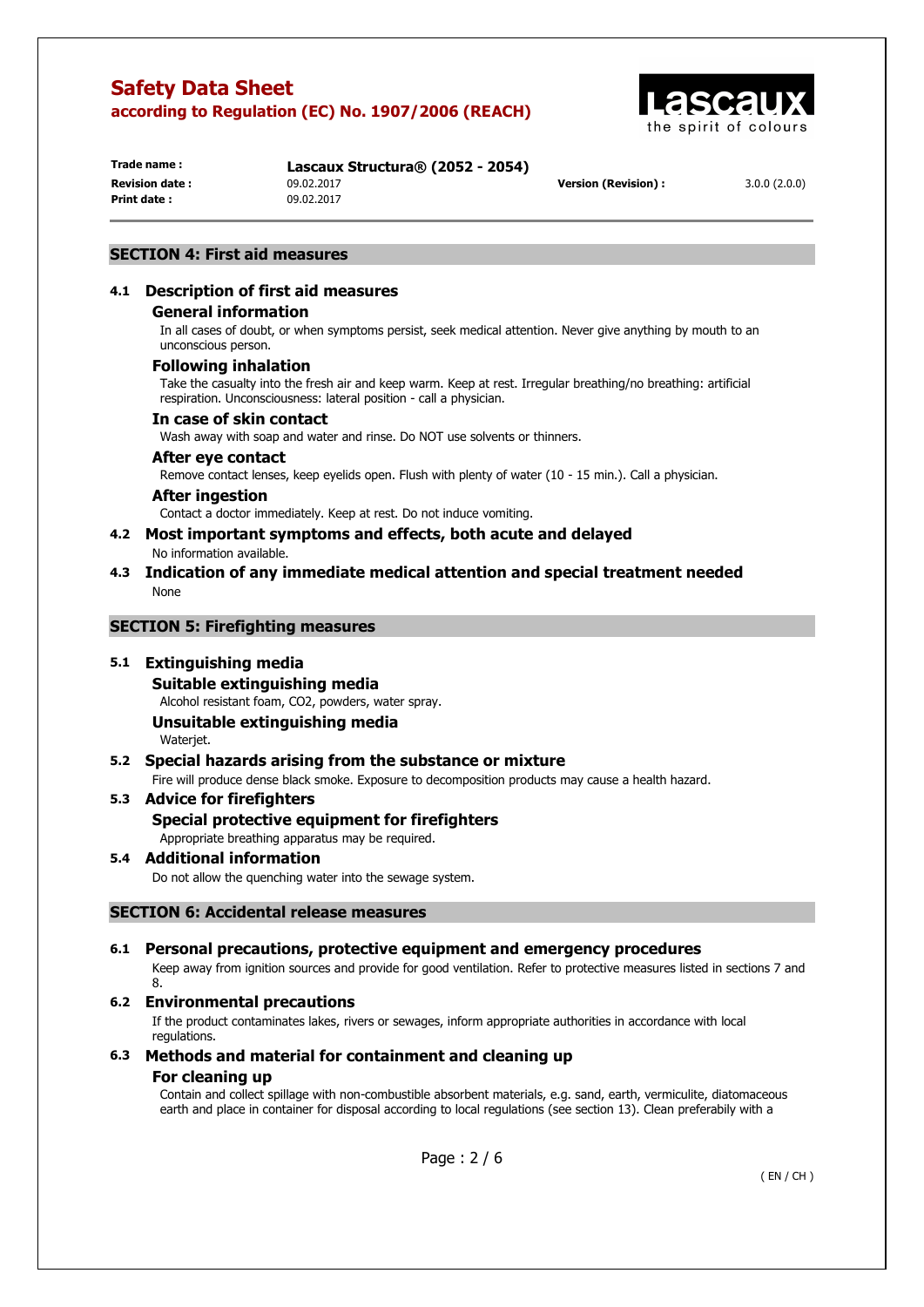## SECTION 4: First aid measures

### 4.1 Description of first aid measures

#### General information

In all cases of doubt, or when symptoms persist, seek medical attention. Never give anything by mouth to an unconscious person.

#### Following inhalation

Take the casualty into the fresh air and keep warm. Keep at rest. Irregular breathing/no breathing: artificial respiration. Unconsciousness: lateral position - call a physician.

#### In case of skin contact

Wash away with soap and water and rinse. Do NOT use solvents or thinners.

#### After eye contact

Remove contact lenses, keep eyelids open. Flush with plenty of water (10 - 15 min.). Call a physician.

#### After ingestion

Contact a doctor immediately. Keep at rest. Do not induce vomiting.

### 4.2 Most important symptoms and effects, both acute and delayed

No information available.

### 4.3 Indication of any immediate medical attention and special treatment needed

None

## SECTION 5: Firefighting measures

### 5.1 Extinguishing media

#### Suitable extinguishing media

Alcohol resistant foam, CO2, powders, water spray.

#### Unsuitable extinguishing media

Waterjet.

### 5.2 Special hazards arising from the substance or mixture

Fire will produce dense black smoke. Exposure to decomposition products may cause a health hazard.

### 5.3 Advice for firefighters

#### Special protective equipment for firefighters

Appropriate breathing apparatus may be required.

### 5.4 Additional information

Do not allow the quenching water into the sewage system.

## SECTION 6: Accidental release measures

### 6.1 Personal precautions, protective equipment and emergency procedures

Keep away from ignition sources and provide for good ventilation. Refer to protective measures listed in sections 7 and 8.

### 6.2 Environmental precautions

If the product contaminates lakes, rivers or sewages, inform appropriate authorities in accordance with local regulations.

### 6.3 Methods and material for containment and cleaning up

#### For cleaning up

Contain and collect spillage with non-combustible absorbent materials, e.g. sand, earth, vermiculite, diatomaceous earth and place in container for disposal according to local regulations (see section 13). Clean preferably with a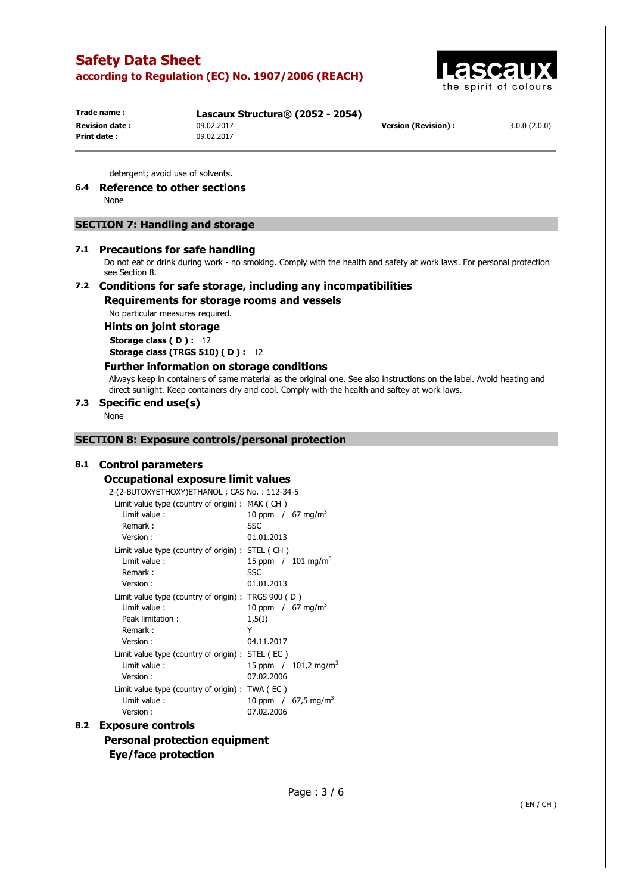detergent; avoid use of solvents.

### 6.4 Reference to other sections

None

## SECTION 7: Handling and storage

### 7.1 Precautions for safe handling

Do not eat or drink during work - no smoking. Comply with the health and safety at work laws. For personal protection see Section 8.

### 7.2 Conditions for safe storage, including any incompatibilities

#### Requirements for storage rooms and vessels

No particular measures required.

#### Hints on joint storage

**Storage class ( D ) :** 12

**Storage class (TRGS 510) ( D ) :** 12

#### Further information on storage conditions

Always keep in containers of same material as the original one. See also instructions on the label. Avoid heating and direct sunlight. Keep containers dry and cool. Comply with the health and saftey at work laws.

### 7.3 Specific end use(s)

None

## SECTION 8: Exposure controls/personal protection

### 8.1 Control parameters

#### Occupational exposure limit values

2-(2-BUTOXYETHOXY)ETHANOL ; CAS No. : 112-34-5

Limit value type (country of origin) : MAK ( CH )
- Limit value : 10 ppm / 67 mg/m$^3$
- Remark : SSC
- Version : 01.01.2013

Limit value type (country of origin) : STEL ( CH )
- Limit value : 15 ppm / 101 mg/m$^3$
- Remark : SSC
- Version : 01.01.2013

Limit value type (country of origin) : TRGS 900 ( D )
- Limit value : 10 ppm / 67 mg/m$^3$
- Peak limitation : 1,5(I)
- Remark : Y
- Version : 04.11.2017

Limit value type (country of origin) : STEL ( EC )
- Limit value : 15 ppm / 101,2 mg/m$^3$
- Version : 07.02.2006

Limit value type (country of origin) : TWA ( EC )
- Limit value : 10 ppm / 67,5 mg/m$^3$
- Version : 07.02.2006

### 8.2 Exposure controls

#### Personal protection equipment

##### Eye/face protection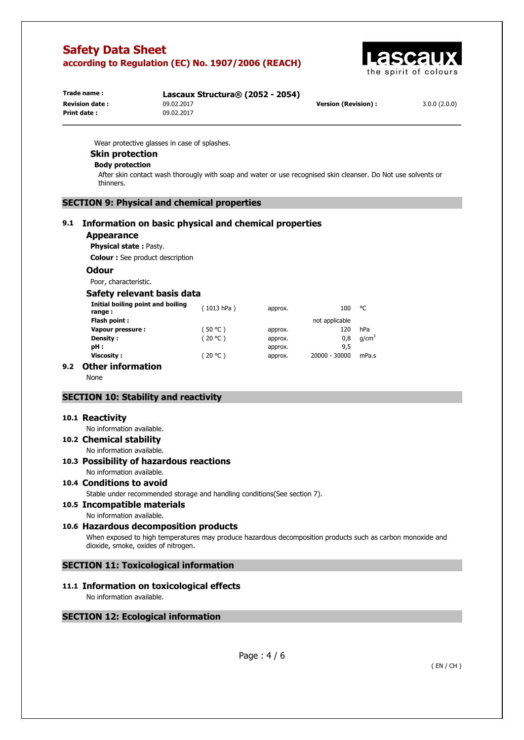Wear protective glasses in case of splashes.

### Skin protection

**Body protection**

After skin contact wash thoroughly with soap and water or use recognised skin cleanser. Do Not use solvents or thinners.

## SECTION 9: Physical and chemical properties

### 9.1 Information on basic physical and chemical properties

#### Appearance

**Physical state :** Pasty.

**Colour :** See product description

#### Odour

Poor, characteristic.

#### Safety relevant basis data

| | | | | |
|---|---|---|---|---|
| **Initial boiling point and boiling range :** | ( 1013 hPa ) | approx. | 100 | °C |
| **Flash point :** | | | not applicable | |
| **Vapour pressure :** | ( 50 °C ) | approx. | 120 | hPa |
| **Density :** | ( 20 °C ) | approx. | 0,8 | g/cm$^3$ |
| **pH :** | | approx. | 9,5 | |
| **Viscosity :** | ( 20 °C ) | approx. | 20000 - 30000 | mPa.s |

### 9.2 Other information

None

## SECTION 10: Stability and reactivity

### 10.1 Reactivity

No information available.

### 10.2 Chemical stability

No information available.

### 10.3 Possibility of hazardous reactions

No information available.

### 10.4 Conditions to avoid

Stable under recommended storage and handling conditions(See section 7).

### 10.5 Incompatible materials

No information available.

### 10.6 Hazardous decomposition products

When exposed to high temperatures may produce hazardous decomposition products such as carbon monoxide and dioxide, smoke, oxides of nitrogen.

## SECTION 11: Toxicological information

### 11.1 Information on toxicological effects

No information available.

## SECTION 12: Ecological information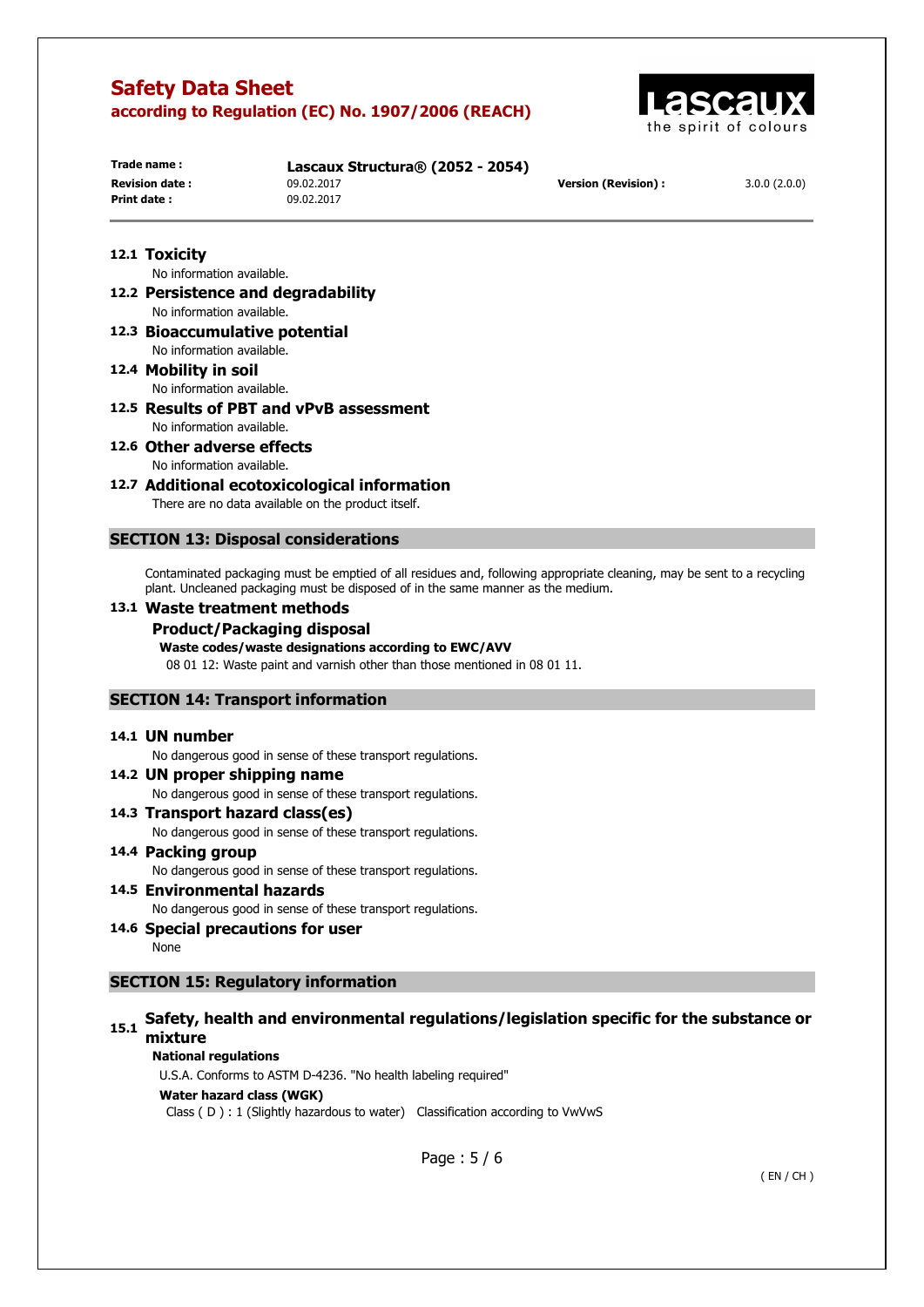### 12.1 Toxicity

No information available.

### 12.2 Persistence and degradability

No information available.

### 12.3 Bioaccumulative potential

No information available.

### 12.4 Mobility in soil

No information available.

### 12.5 Results of PBT and vPvB assessment

No information available.

### 12.6 Other adverse effects

No information available.

### 12.7 Additional ecotoxicological information

There are no data available on the product itself.

## SECTION 13: Disposal considerations

Contaminated packaging must be emptied of all residues and, following appropriate cleaning, may be sent to a recycling plant. Uncleaned packaging must be disposed of in the same manner as the medium.

### 13.1 Waste treatment methods

#### Product/Packaging disposal

**Waste codes/waste designations according to EWC/AVV**

08 01 12: Waste paint and varnish other than those mentioned in 08 01 11.

## SECTION 14: Transport information

### 14.1 UN number

No dangerous good in sense of these transport regulations.

### 14.2 UN proper shipping name

No dangerous good in sense of these transport regulations.

### 14.3 Transport hazard class(es)

No dangerous good in sense of these transport regulations.

### 14.4 Packing group

No dangerous good in sense of these transport regulations.

### 14.5 Environmental hazards

No dangerous good in sense of these transport regulations.

### 14.6 Special precautions for user

None

## SECTION 15: Regulatory information

### 15.1 Safety, health and environmental regulations/legislation specific for the substance or mixture

**National regulations**

U.S.A. Conforms to ASTM D-4236. "No health labeling required"

**Water hazard class (WGK)**

Class ( D ) : 1 (Slightly hazardous to water) Classification according to VwVwS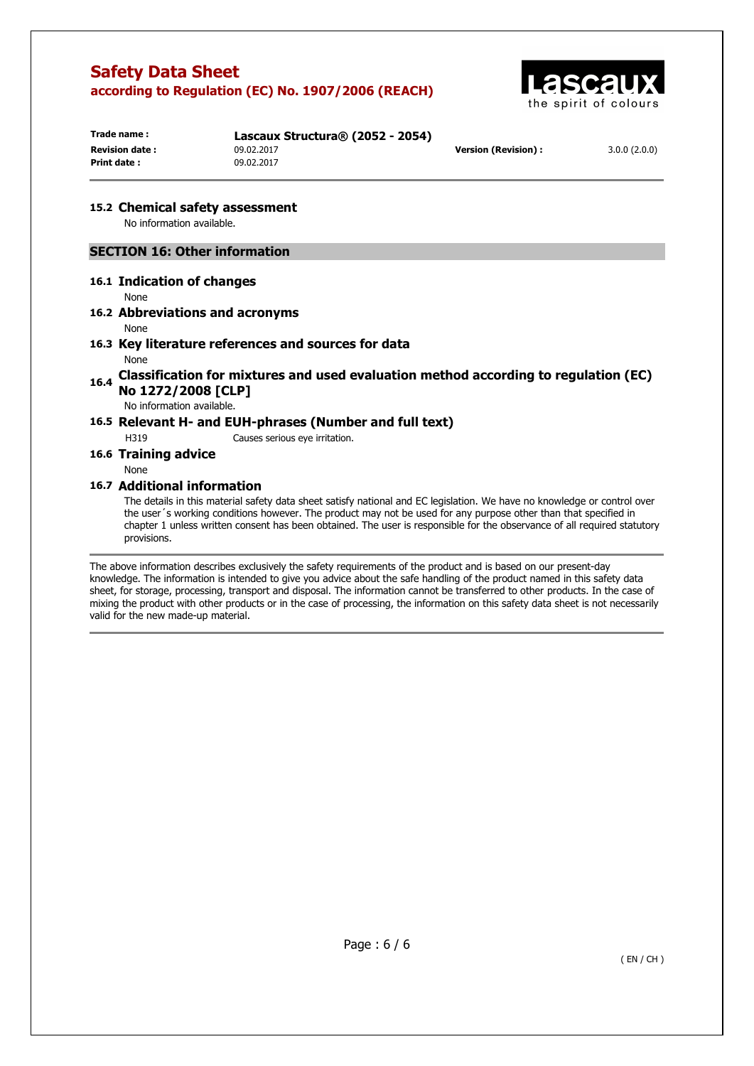### 15.2 Chemical safety assessment

No information available.

## SECTION 16: Other information

### 16.1 Indication of changes

None

### 16.2 Abbreviations and acronyms

None

### 16.3 Key literature references and sources for data

None

### 16.4 Classification for mixtures and used evaluation method according to regulation (EC) No 1272/2008 [CLP]

No information available.

### 16.5 Relevant H- and EUH-phrases (Number and full text)

| | |
|---|---|
| H319 | Causes serious eye irritation. |

### 16.6 Training advice

None

### 16.7 Additional information

The details in this material safety data sheet satisfy national and EC legislation. We have no knowledge or control over the user´s working conditions however. The product may not be used for any purpose other than that specified in chapter 1 unless written consent has been obtained. The user is responsible for the observance of all required statutory provisions.

---

The above information describes exclusively the safety requirements of the product and is based on our present-day knowledge. The information is intended to give you advice about the safe handling of the product named in this safety data sheet, for storage, processing, transport and disposal. The information cannot be transferred to other products. In the case of mixing the product with other products or in the case of processing, the information on this safety data sheet is not necessarily valid for the new made-up material.